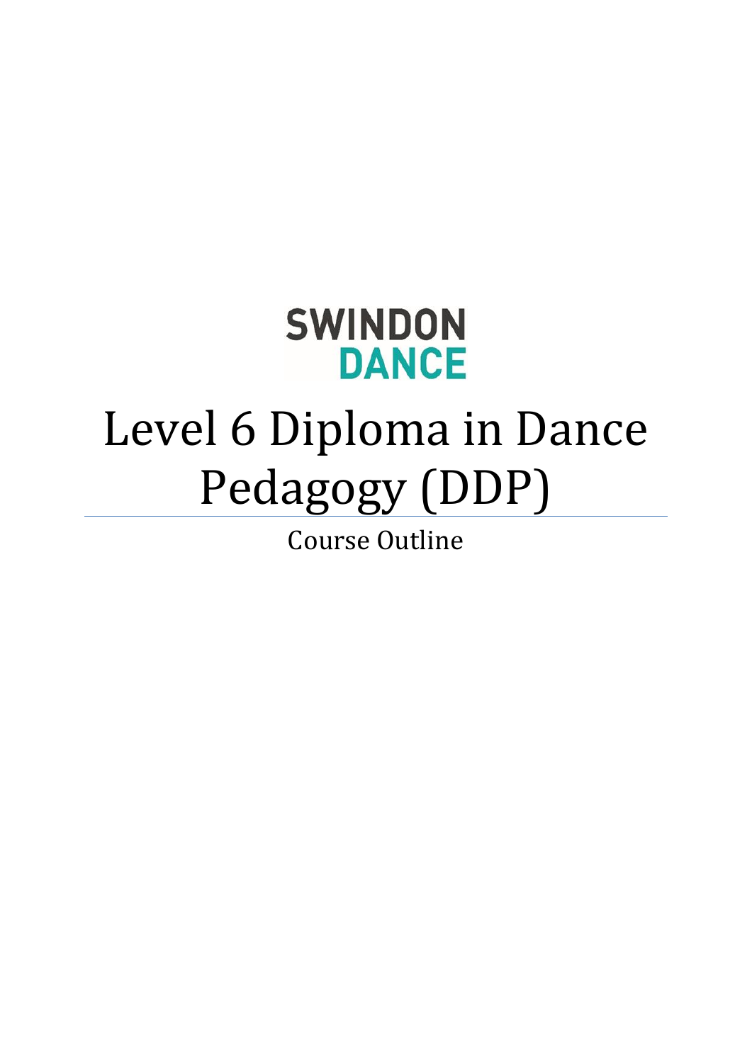SWINDON DANCE

# Level 6 Diploma in Dance Pedagogy (DDP)

Course Outline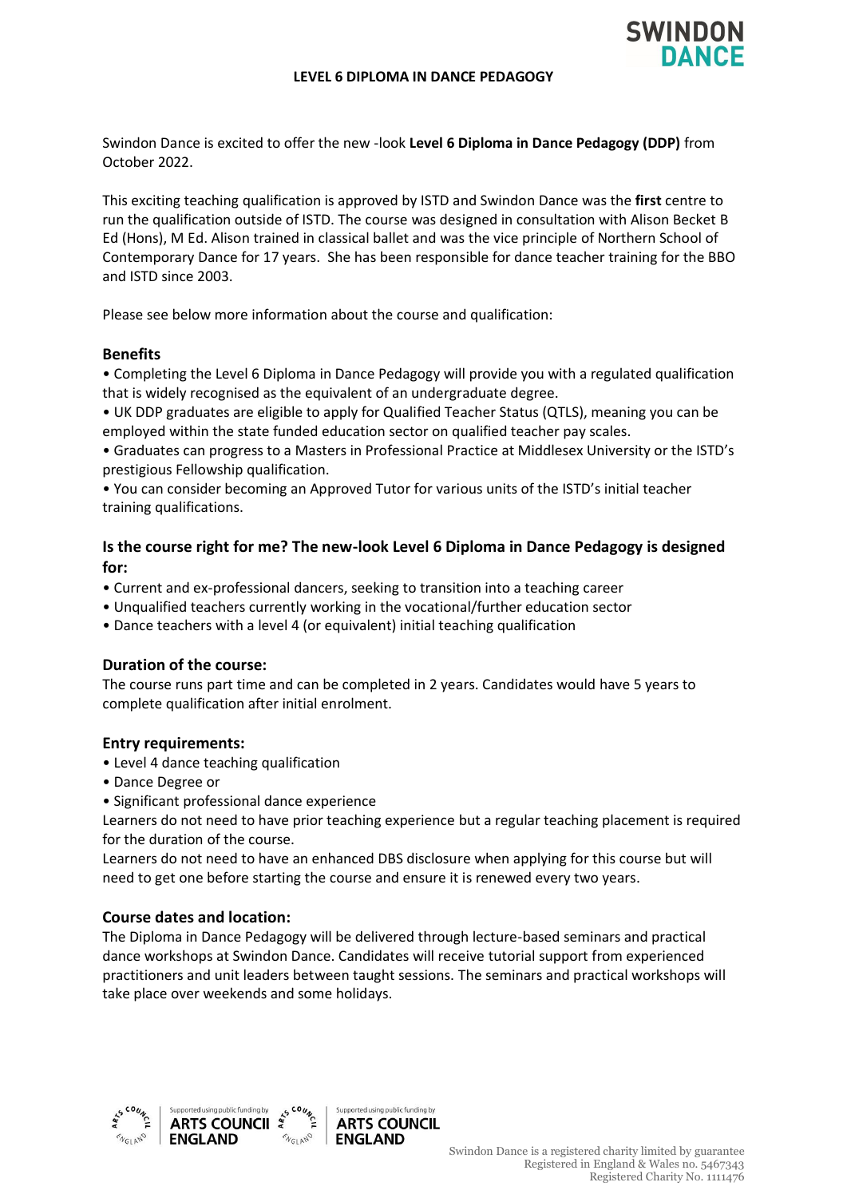# LEVEL 6 DIPLOMA IN DANCE PEDAGOGY

Swindon Dance is excited to offer the new -look **Level 6 Diploma in Dance Pedagogy (DDP)** from October 2022.

This exciting teaching qualification is approved by ISTD and Swindon Dance was the **first** centre to run the qualification outside of ISTD. The course was designed in consultation with Alison Becket B Ed (Hons), M Ed. Alison trained in classical ballet and was the vice principle of Northern School of Contemporary Dance for 17 years. She has been responsible for dance teacher training for the BBO and ISTD since 2003.

Please see below more information about the course and qualification:

## Benefits

- Completing the Level 6 Diploma in Dance Pedagogy will provide you with a regulated qualification that is widely recognised as the equivalent of an undergraduate degree.
- UK DDP graduates are eligible to apply for Qualified Teacher Status (QTLS), meaning you can be employed within the state funded education sector on qualified teacher pay scales.
- Graduates can progress to a Masters in Professional Practice at Middlesex University or the ISTD's prestigious Fellowship qualification.
- You can consider becoming an Approved Tutor for various units of the ISTD's initial teacher training qualifications.

## Is the course right for me? The new-look Level 6 Diploma in Dance Pedagogy is designed for:

- Current and ex-professional dancers, seeking to transition into a teaching career
- Unqualified teachers currently working in the vocational/further education sector
- Dance teachers with a level 4 (or equivalent) initial teaching qualification

## Duration of the course:

The course runs part time and can be completed in 2 years. Candidates would have 5 years to complete qualification after initial enrolment.

## Entry requirements:

- Level 4 dance teaching qualification
- Dance Degree or
- Significant professional dance experience

Learners do not need to have prior teaching experience but a regular teaching placement is required for the duration of the course.

Learners do not need to have an enhanced DBS disclosure when applying for this course but will need to get one before starting the course and ensure it is renewed every two years.

## Course dates and location:

The Diploma in Dance Pedagogy will be delivered through lecture-based seminars and practical dance workshops at Swindon Dance. Candidates will receive tutorial support from experienced practitioners and unit leaders between taught sessions. The seminars and practical workshops will take place over weekends and some holidays.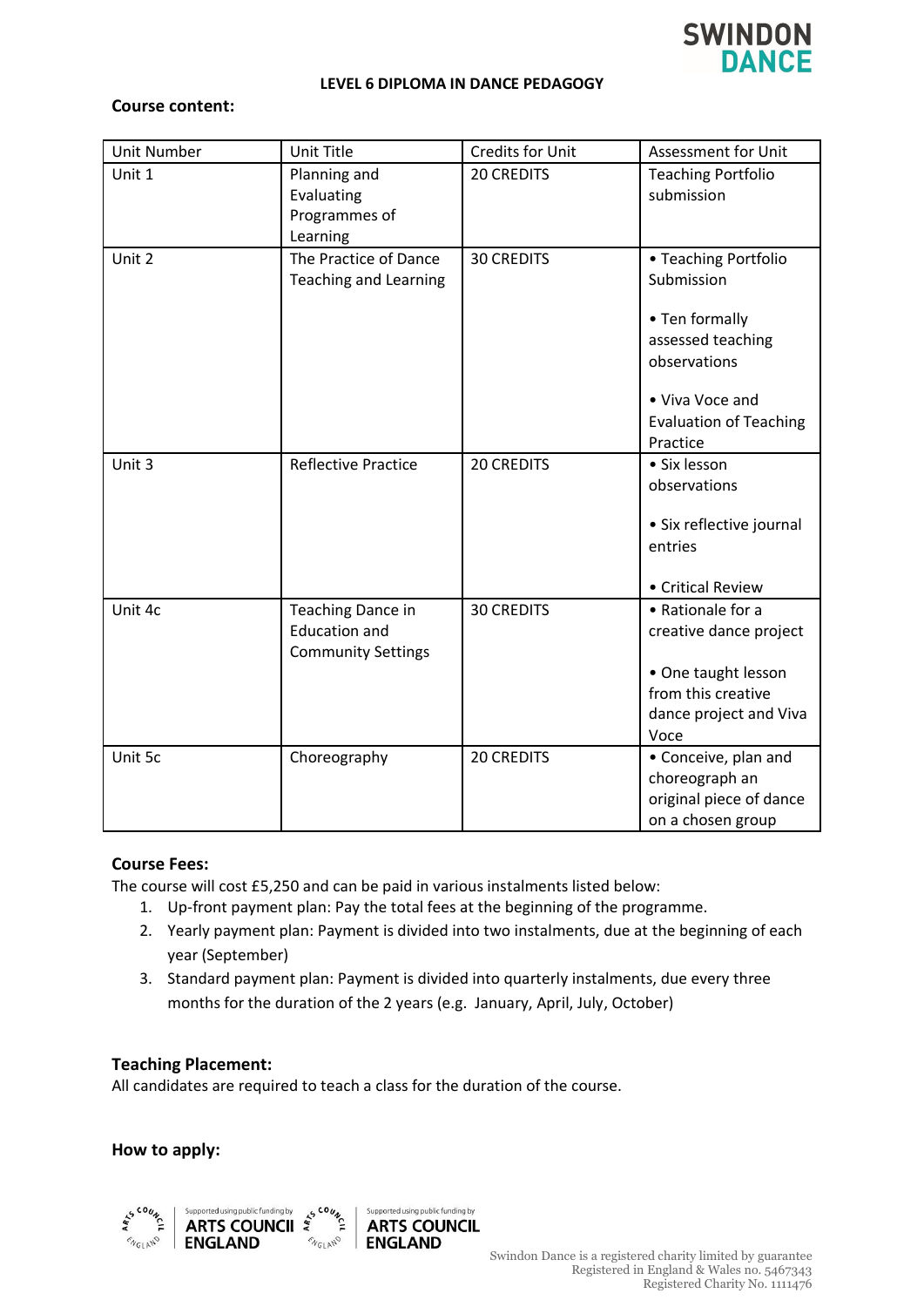**LEVEL 6 DIPLOMA IN DANCE PEDAGOGY**

**Course content:**

| Unit Number | Unit Title | Credits for Unit | Assessment for Unit |
|---|---|---|---|
| Unit 1 | Planning and Evaluating Programmes of Learning | 20 CREDITS | Teaching Portfolio submission |
| Unit 2 | The Practice of Dance Teaching and Learning | 30 CREDITS | • Teaching Portfolio Submission<br><br>• Ten formally assessed teaching observations<br><br>• Viva Voce and Evaluation of Teaching Practice |
| Unit 3 | Reflective Practice | 20 CREDITS | • Six lesson observations<br><br>• Six reflective journal entries<br><br>• Critical Review |
| Unit 4c | Teaching Dance in Education and Community Settings | 30 CREDITS | • Rationale for a creative dance project<br><br>• One taught lesson from this creative dance project and Viva Voce |
| Unit 5c | Choreography | 20 CREDITS | • Conceive, plan and choreograph an original piece of dance on a chosen group |

**Course Fees:**

The course will cost £5,250 and can be paid in various instalments listed below:

1. Up-front payment plan: Pay the total fees at the beginning of the programme.
2. Yearly payment plan: Payment is divided into two instalments, due at the beginning of each year (September)
3. Standard payment plan: Payment is divided into quarterly instalments, due every three months for the duration of the 2 years (e.g. January, April, July, October)

**Teaching Placement:**

All candidates are required to teach a class for the duration of the course.

**How to apply:**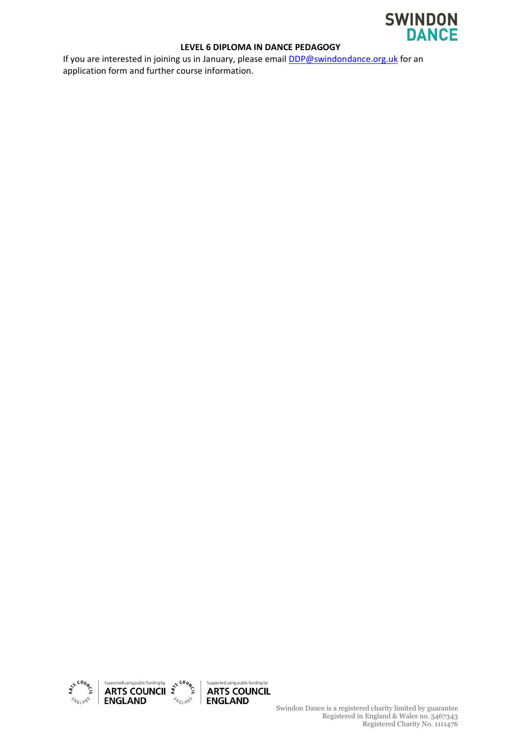**LEVEL 6 DIPLOMA IN DANCE PEDAGOGY**

If you are interested in joining us in January, please email DDP@swindondance.org.uk for an application form and further course information.